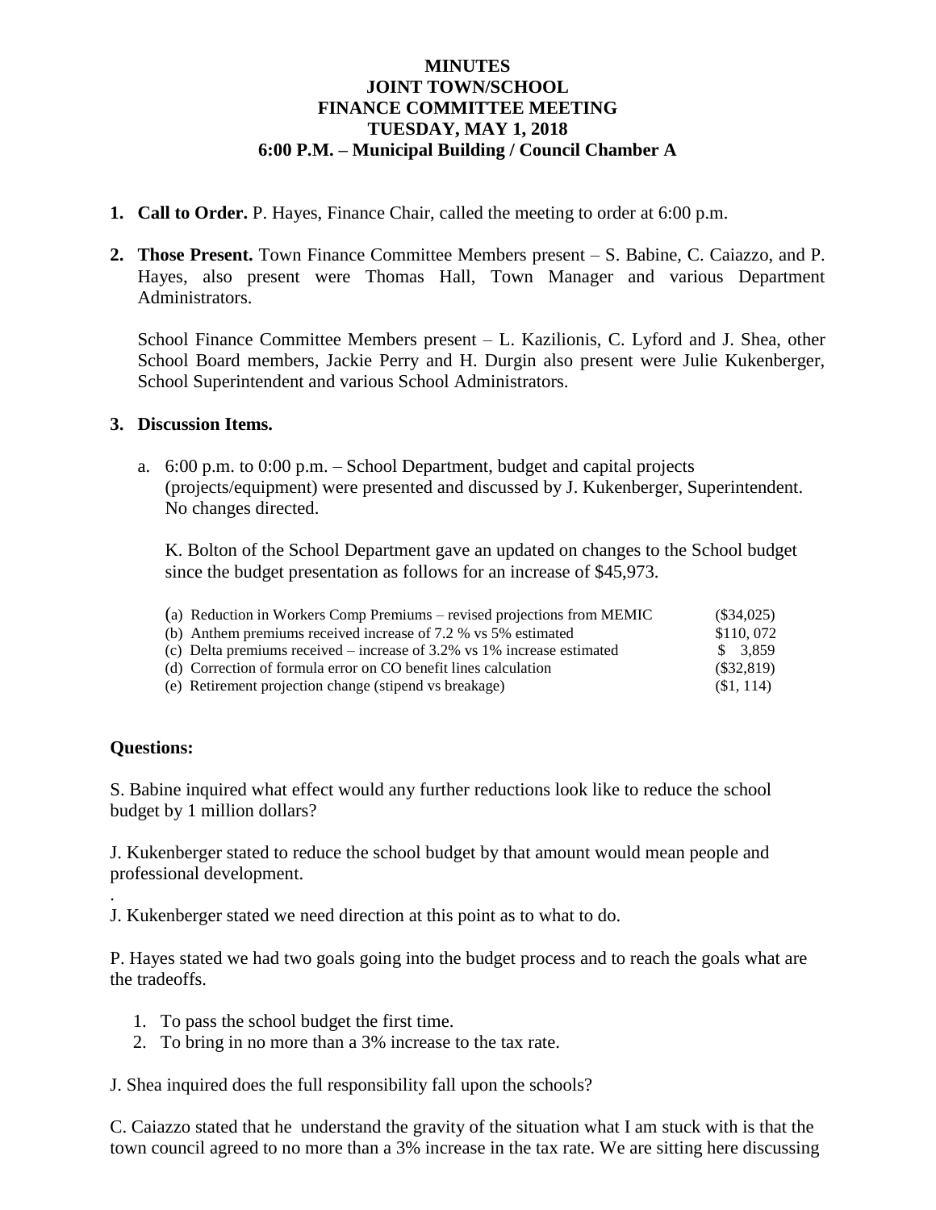# MINUTES
## JOINT TOWN/SCHOOL
## FINANCE COMMITTEE MEETING
## TUESDAY, MAY 1, 2018
## 6:00 P.M. – Municipal Building / Council Chamber A

1. **Call to Order.** P. Hayes, Finance Chair, called the meeting to order at 6:00 p.m.

2. **Those Present.** Town Finance Committee Members present – S. Babine, C. Caiazzo, and P. Hayes, also present were Thomas Hall, Town Manager and various Department Administrators.

   School Finance Committee Members present – L. Kazilionis, C. Lyford and J. Shea, other School Board members, Jackie Perry and H. Durgin also present were Julie Kukenberger, School Superintendent and various School Administrators.

3. **Discussion Items.**

   a. 6:00 p.m. to 0:00 p.m. – School Department, budget and capital projects (projects/equipment) were presented and discussed by J. Kukenberger, Superintendent. No changes directed.

      K. Bolton of the School Department gave an updated on changes to the School budget since the budget presentation as follows for an increase of $45,973.

| | |
|---|---|
| (a) Reduction in Workers Comp Premiums – revised projections from MEMIC | ($34,025) |
| (b) Anthem premiums received increase of 7.2 % vs 5% estimated | $110, 072 |
| (c) Delta premiums received – increase of 3.2% vs 1% increase estimated | $ 3,859 |
| (d) Correction of formula error on CO benefit lines calculation | ($32,819) |
| (e) Retirement projection change (stipend vs breakage) | ($1, 114) |

**Questions:**

S. Babine inquired what effect would any further reductions look like to reduce the school budget by 1 million dollars?

J. Kukenberger stated to reduce the school budget by that amount would mean people and professional development.

.

J. Kukenberger stated we need direction at this point as to what to do.

P. Hayes stated we had two goals going into the budget process and to reach the goals what are the tradeoffs.

1. To pass the school budget the first time.
2. To bring in no more than a 3% increase to the tax rate.

J. Shea inquired does the full responsibility fall upon the schools?

C. Caiazzo stated that he understand the gravity of the situation what I am stuck with is that the town council agreed to no more than a 3% increase in the tax rate. We are sitting here discussing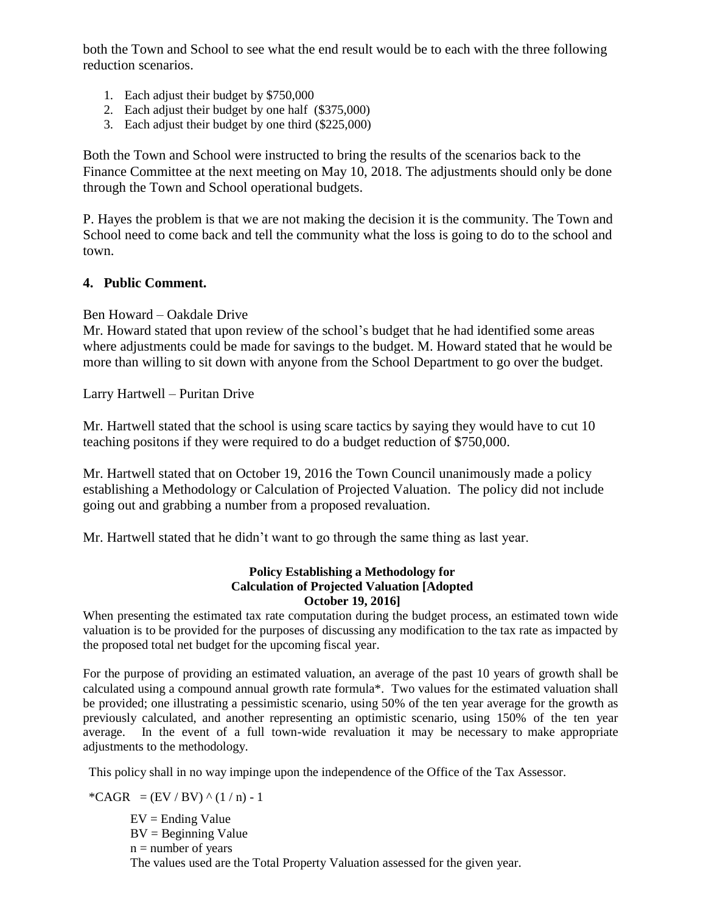both the Town and School to see what the end result would be to each with the three following reduction scenarios.

1. Each adjust their budget by $750,000
2. Each adjust their budget by one half ($375,000)
3. Each adjust their budget by one third ($225,000)

Both the Town and School were instructed to bring the results of the scenarios back to the Finance Committee at the next meeting on May 10, 2018. The adjustments should only be done through the Town and School operational budgets.

P. Hayes the problem is that we are not making the decision it is the community. The Town and School need to come back and tell the community what the loss is going to do to the school and town.

## 4. Public Comment.

Ben Howard – Oakdale Drive

Mr. Howard stated that upon review of the school's budget that he had identified some areas where adjustments could be made for savings to the budget. M. Howard stated that he would be more than willing to sit down with anyone from the School Department to go over the budget.

Larry Hartwell – Puritan Drive

Mr. Hartwell stated that the school is using scare tactics by saying they would have to cut 10 teaching positons if they were required to do a budget reduction of $750,000.

Mr. Hartwell stated that on October 19, 2016 the Town Council unanimously made a policy establishing a Methodology or Calculation of Projected Valuation. The policy did not include going out and grabbing a number from a proposed revaluation.

Mr. Hartwell stated that he didn't want to go through the same thing as last year.

**Policy Establishing a Methodology for Calculation of Projected Valuation [Adopted October 19, 2016]**

When presenting the estimated tax rate computation during the budget process, an estimated town wide valuation is to be provided for the purposes of discussing any modification to the tax rate as impacted by the proposed total net budget for the upcoming fiscal year.

For the purpose of providing an estimated valuation, an average of the past 10 years of growth shall be calculated using a compound annual growth rate formula*. Two values for the estimated valuation shall be provided; one illustrating a pessimistic scenario, using 50% of the ten year average for the growth as previously calculated, and another representing an optimistic scenario, using 150% of the ten year average. In the event of a full town-wide revaluation it may be necessary to make appropriate adjustments to the methodology.

This policy shall in no way impinge upon the independence of the Office of the Tax Assessor.

*CAGR $= (EV / BV)^{(1/n)} - 1$

EV = Ending Value
BV = Beginning Value
n = number of years
The values used are the Total Property Valuation assessed for the given year.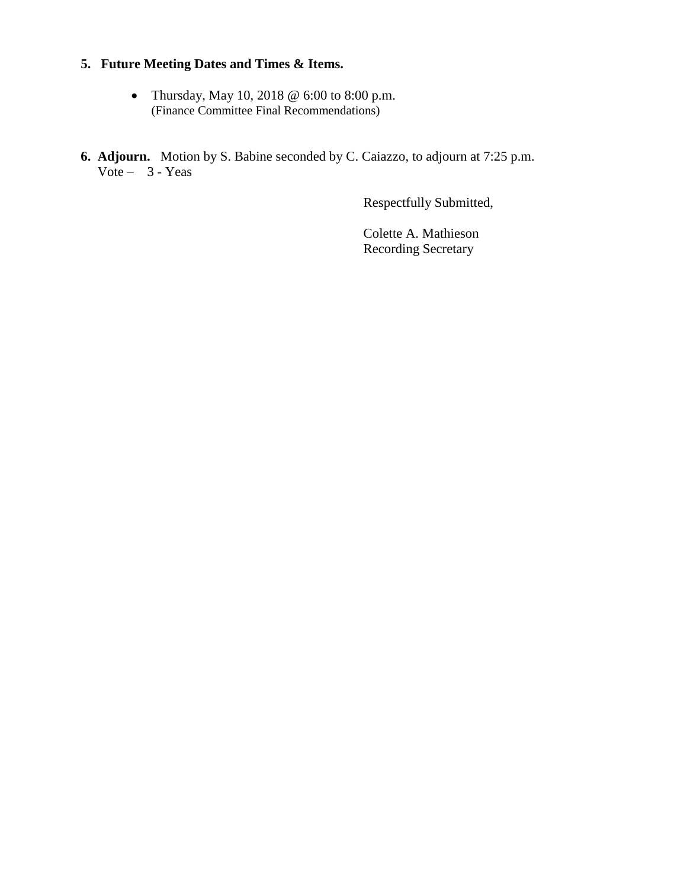**5. Future Meeting Dates and Times & Items.**

- Thursday, May 10, 2018 @ 6:00 to 8:00 p.m.
  (Finance Committee Final Recommendations)

**6. Adjourn.** Motion by S. Babine seconded by C. Caiazzo, to adjourn at 7:25 p.m.
Vote – 3 - Yeas

Respectfully Submitted,

Colette A. Mathieson
Recording Secretary